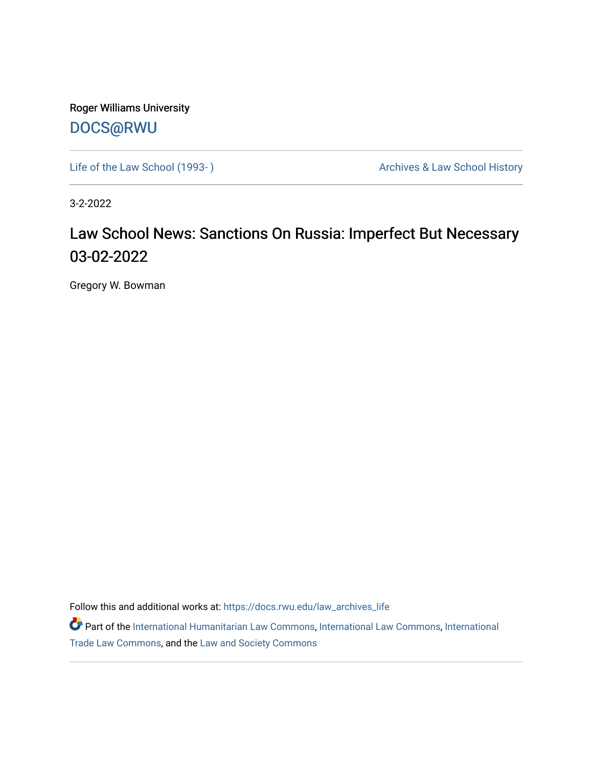Roger Williams University

DOCS@RWU

Life of the Law School (1993- )

Archives & Law School History

3-2-2022

# Law School News: Sanctions On Russia: Imperfect But Necessary 03-02-2022

Gregory W. Bowman

Follow this and additional works at: https://docs.rwu.edu/law_archives_life

Part of the International Humanitarian Law Commons, International Law Commons, International Trade Law Commons, and the Law and Society Commons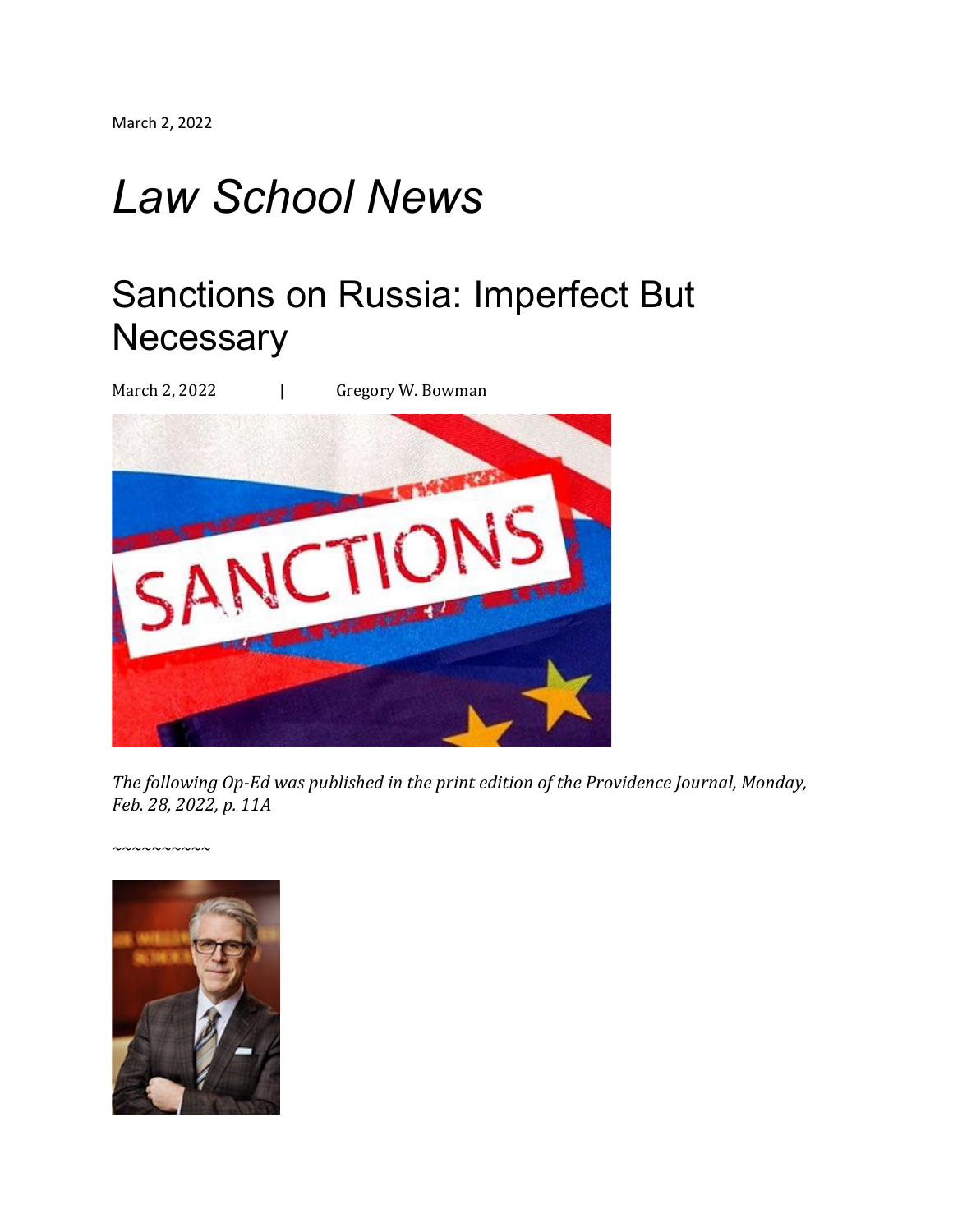March 2, 2022

# *Law School News*

## Sanctions on Russia: Imperfect But Necessary

March 2, 2022 | Gregory W. Bowman

*The following Op-Ed was published in the print edition of the Providence Journal, Monday, Feb. 28, 2022, p. 11A*

~~~~~~~~~~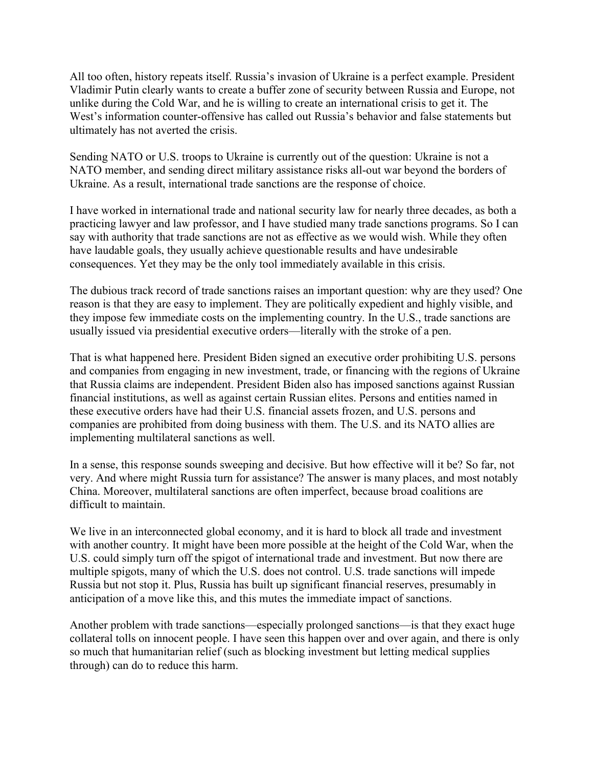All too often, history repeats itself. Russia's invasion of Ukraine is a perfect example. President Vladimir Putin clearly wants to create a buffer zone of security between Russia and Europe, not unlike during the Cold War, and he is willing to create an international crisis to get it. The West's information counter-offensive has called out Russia's behavior and false statements but ultimately has not averted the crisis.

Sending NATO or U.S. troops to Ukraine is currently out of the question: Ukraine is not a NATO member, and sending direct military assistance risks all-out war beyond the borders of Ukraine. As a result, international trade sanctions are the response of choice.

I have worked in international trade and national security law for nearly three decades, as both a practicing lawyer and law professor, and I have studied many trade sanctions programs. So I can say with authority that trade sanctions are not as effective as we would wish. While they often have laudable goals, they usually achieve questionable results and have undesirable consequences. Yet they may be the only tool immediately available in this crisis.

The dubious track record of trade sanctions raises an important question: why are they used? One reason is that they are easy to implement. They are politically expedient and highly visible, and they impose few immediate costs on the implementing country. In the U.S., trade sanctions are usually issued via presidential executive orders—literally with the stroke of a pen.

That is what happened here. President Biden signed an executive order prohibiting U.S. persons and companies from engaging in new investment, trade, or financing with the regions of Ukraine that Russia claims are independent. President Biden also has imposed sanctions against Russian financial institutions, as well as against certain Russian elites. Persons and entities named in these executive orders have had their U.S. financial assets frozen, and U.S. persons and companies are prohibited from doing business with them. The U.S. and its NATO allies are implementing multilateral sanctions as well.

In a sense, this response sounds sweeping and decisive. But how effective will it be? So far, not very. And where might Russia turn for assistance? The answer is many places, and most notably China. Moreover, multilateral sanctions are often imperfect, because broad coalitions are difficult to maintain.

We live in an interconnected global economy, and it is hard to block all trade and investment with another country. It might have been more possible at the height of the Cold War, when the U.S. could simply turn off the spigot of international trade and investment. But now there are multiple spigots, many of which the U.S. does not control. U.S. trade sanctions will impede Russia but not stop it. Plus, Russia has built up significant financial reserves, presumably in anticipation of a move like this, and this mutes the immediate impact of sanctions.

Another problem with trade sanctions—especially prolonged sanctions—is that they exact huge collateral tolls on innocent people. I have seen this happen over and over again, and there is only so much that humanitarian relief (such as blocking investment but letting medical supplies through) can do to reduce this harm.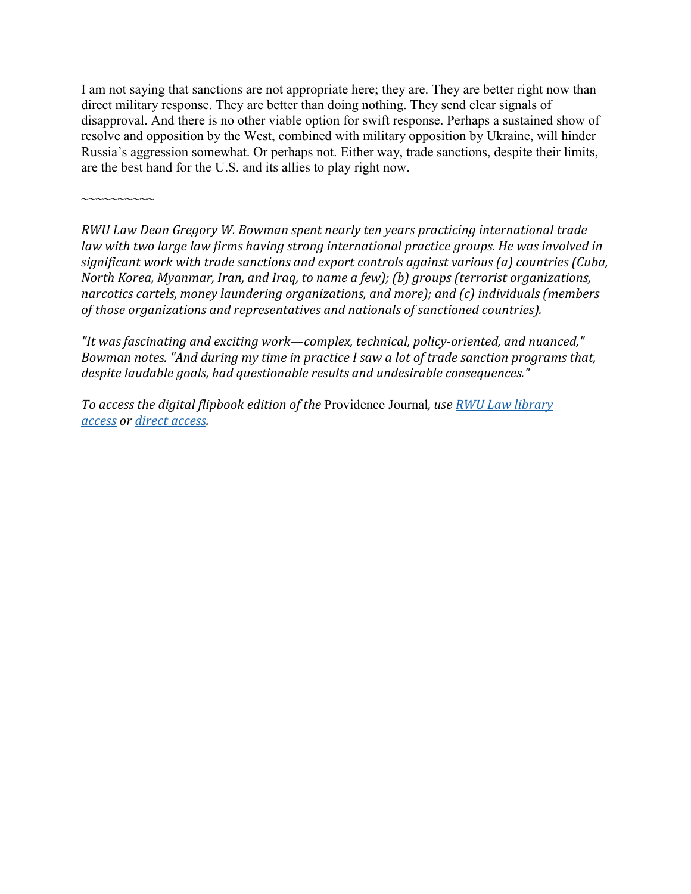I am not saying that sanctions are not appropriate here; they are. They are better right now than direct military response. They are better than doing nothing. They send clear signals of disapproval. And there is no other viable option for swift response. Perhaps a sustained show of resolve and opposition by the West, combined with military opposition by Ukraine, will hinder Russia's aggression somewhat. Or perhaps not. Either way, trade sanctions, despite their limits, are the best hand for the U.S. and its allies to play right now.

~~~~~~~~~~

*RWU Law Dean Gregory W. Bowman spent nearly ten years practicing international trade law with two large law firms having strong international practice groups. He was involved in significant work with trade sanctions and export controls against various (a) countries (Cuba, North Korea, Myanmar, Iran, and Iraq, to name a few); (b) groups (terrorist organizations, narcotics cartels, money laundering organizations, and more); and (c) individuals (members of those organizations and representatives and nationals of sanctioned countries).*

*"It was fascinating and exciting work—complex, technical, policy-oriented, and nuanced," Bowman notes. "And during my time in practice I saw a lot of trade sanction programs that, despite laudable goals, had questionable results and undesirable consequences."*

*To access the digital flipbook edition of the* Providence Journal*, use [RWU Law library access](#) or [direct access](#).*